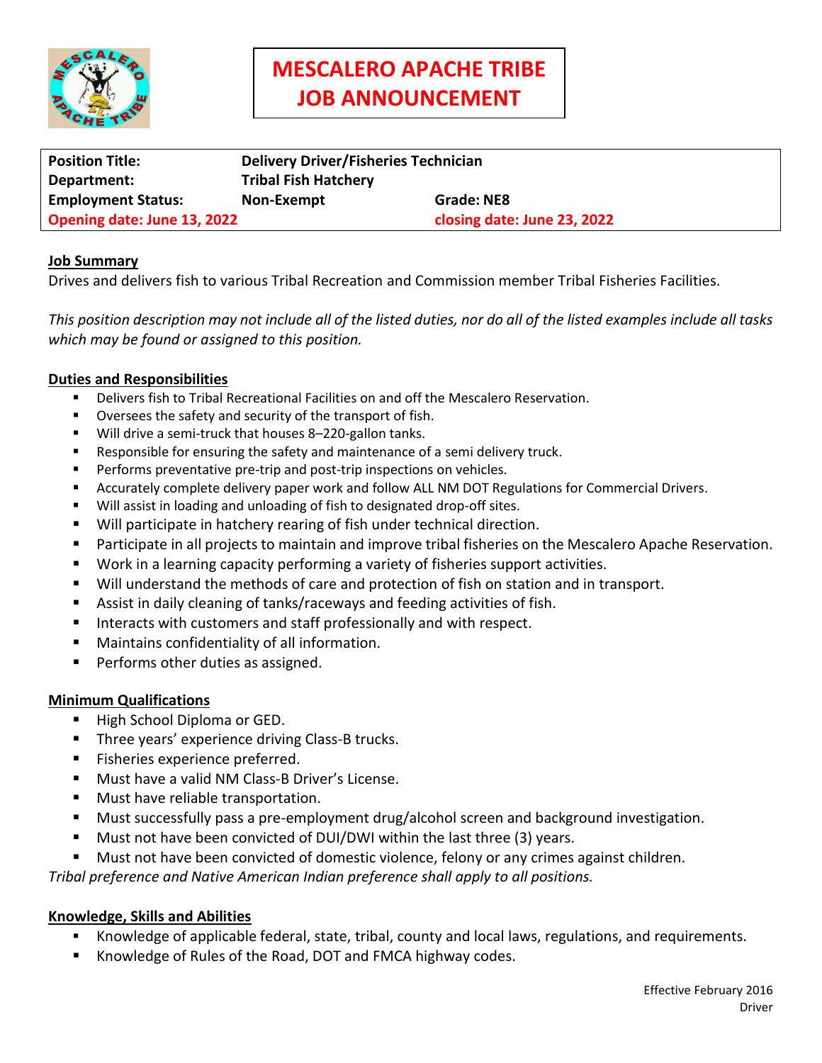# MESCALERO APACHE TRIBE JOB ANNOUNCEMENT

| | | |
|---|---|---|
| **Position Title:** | **Delivery Driver/Fisheries Technician** | |
| **Department:** | **Tribal Fish Hatchery** | |
| **Employment Status:** | **Non-Exempt** | **Grade: NE8** |
| **Opening date: June 13, 2022** | | **closing date: June 23, 2022** |

## Job Summary

Drives and delivers fish to various Tribal Recreation and Commission member Tribal Fisheries Facilities.

*This position description may not include all of the listed duties, nor do all of the listed examples include all tasks which may be found or assigned to this position.*

## Duties and Responsibilities

- Delivers fish to Tribal Recreational Facilities on and off the Mescalero Reservation.
- Oversees the safety and security of the transport of fish.
- Will drive a semi-truck that houses 8–220-gallon tanks.
- Responsible for ensuring the safety and maintenance of a semi delivery truck.
- Performs preventative pre-trip and post-trip inspections on vehicles.
- Accurately complete delivery paper work and follow ALL NM DOT Regulations for Commercial Drivers.
- Will assist in loading and unloading of fish to designated drop-off sites.
- Will participate in hatchery rearing of fish under technical direction.
- Participate in all projects to maintain and improve tribal fisheries on the Mescalero Apache Reservation.
- Work in a learning capacity performing a variety of fisheries support activities.
- Will understand the methods of care and protection of fish on station and in transport.
- Assist in daily cleaning of tanks/raceways and feeding activities of fish.
- Interacts with customers and staff professionally and with respect.
- Maintains confidentiality of all information.
- Performs other duties as assigned.

## Minimum Qualifications

- High School Diploma or GED.
- Three years' experience driving Class-B trucks.
- Fisheries experience preferred.
- Must have a valid NM Class-B Driver's License.
- Must have reliable transportation.
- Must successfully pass a pre-employment drug/alcohol screen and background investigation.
- Must not have been convicted of DUI/DWI within the last three (3) years.
- Must not have been convicted of domestic violence, felony or any crimes against children.

*Tribal preference and Native American Indian preference shall apply to all positions.*

## Knowledge, Skills and Abilities

- Knowledge of applicable federal, state, tribal, county and local laws, regulations, and requirements.
- Knowledge of Rules of the Road, DOT and FMCA highway codes.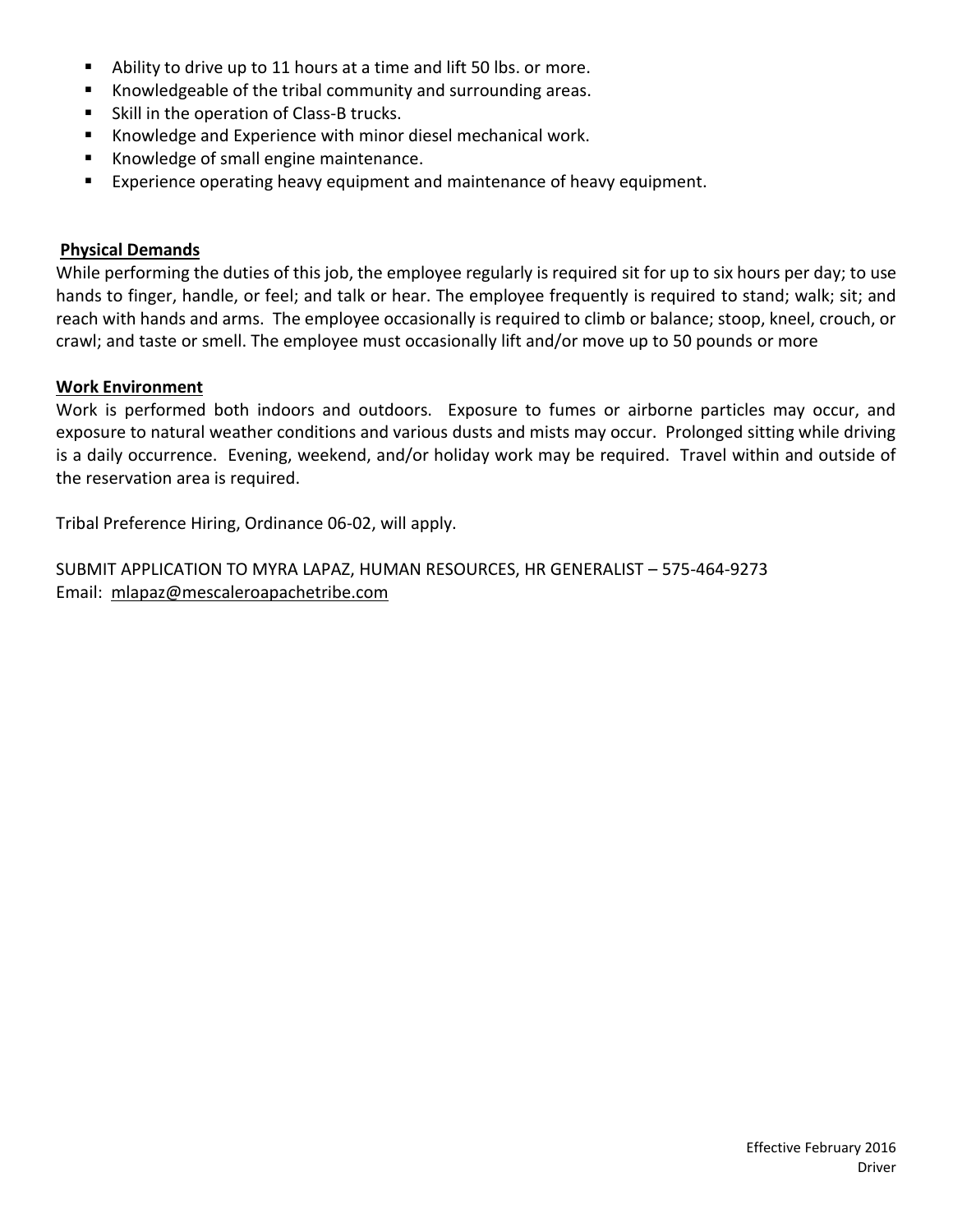- Ability to drive up to 11 hours at a time and lift 50 lbs. or more.
- Knowledgeable of the tribal community and surrounding areas.
- Skill in the operation of Class-B trucks.
- Knowledge and Experience with minor diesel mechanical work.
- Knowledge of small engine maintenance.
- Experience operating heavy equipment and maintenance of heavy equipment.

**Physical Demands**

While performing the duties of this job, the employee regularly is required sit for up to six hours per day; to use hands to finger, handle, or feel; and talk or hear. The employee frequently is required to stand; walk; sit; and reach with hands and arms. The employee occasionally is required to climb or balance; stoop, kneel, crouch, or crawl; and taste or smell. The employee must occasionally lift and/or move up to 50 pounds or more

**Work Environment**

Work is performed both indoors and outdoors. Exposure to fumes or airborne particles may occur, and exposure to natural weather conditions and various dusts and mists may occur. Prolonged sitting while driving is a daily occurrence. Evening, weekend, and/or holiday work may be required. Travel within and outside of the reservation area is required.

Tribal Preference Hiring, Ordinance 06-02, will apply.

SUBMIT APPLICATION TO MYRA LAPAZ, HUMAN RESOURCES, HR GENERALIST – 575-464-9273
Email: mlapaz@mescaleroapachetribe.com

Effective February 2016
Driver